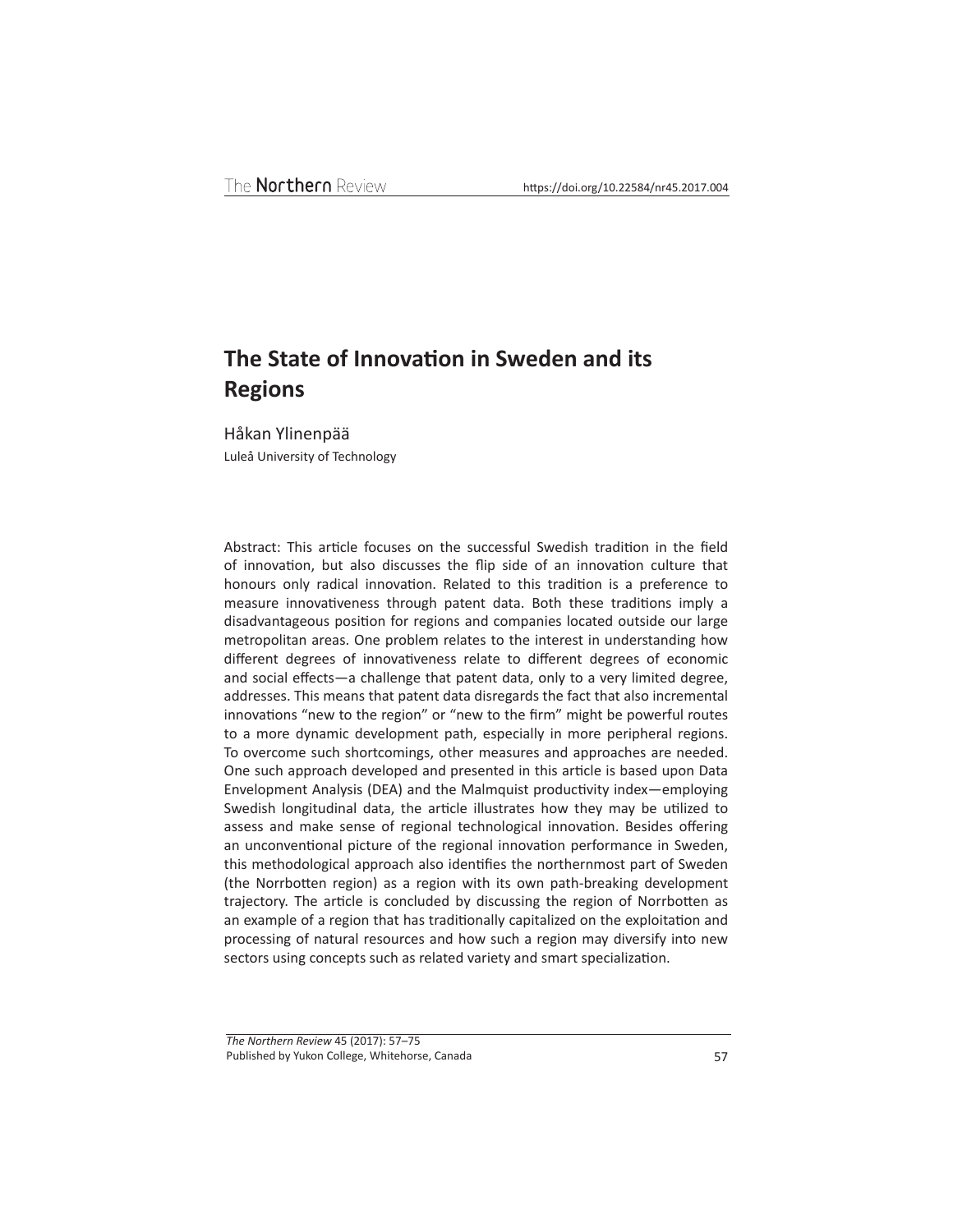# The State of Innovation in Sweden and its Regions

Håkan Ylinenpää
Luleå University of Technology

Abstract: This article focuses on the successful Swedish tradition in the field of innovation, but also discusses the flip side of an innovation culture that honours only radical innovation. Related to this tradition is a preference to measure innovativeness through patent data. Both these traditions imply a disadvantageous position for regions and companies located outside our large metropolitan areas. One problem relates to the interest in understanding how different degrees of innovativeness relate to different degrees of economic and social effects—a challenge that patent data, only to a very limited degree, addresses. This means that patent data disregards the fact that also incremental innovations "new to the region" or "new to the firm" might be powerful routes to a more dynamic development path, especially in more peripheral regions. To overcome such shortcomings, other measures and approaches are needed. One such approach developed and presented in this article is based upon Data Envelopment Analysis (DEA) and the Malmquist productivity index—employing Swedish longitudinal data, the article illustrates how they may be utilized to assess and make sense of regional technological innovation. Besides offering an unconventional picture of the regional innovation performance in Sweden, this methodological approach also identifies the northernmost part of Sweden (the Norrbotten region) as a region with its own path-breaking development trajectory. The article is concluded by discussing the region of Norrbotten as an example of a region that has traditionally capitalized on the exploitation and processing of natural resources and how such a region may diversify into new sectors using concepts such as related variety and smart specialization.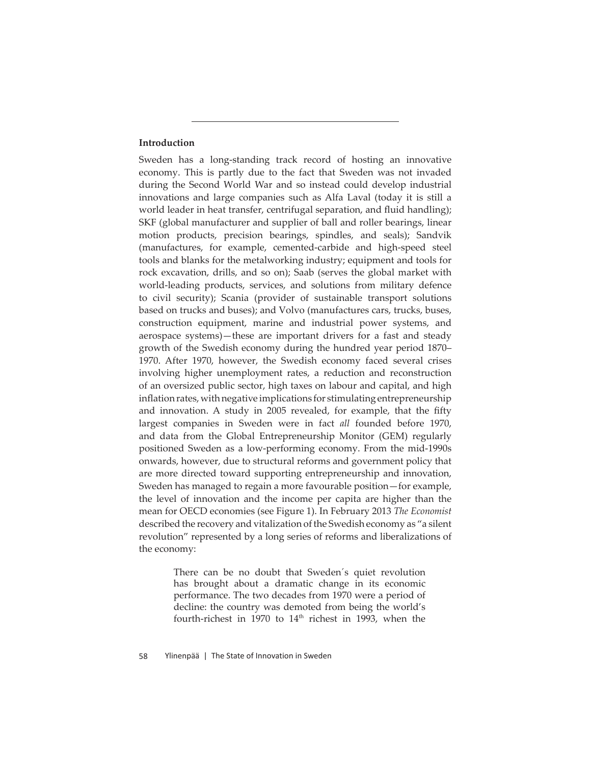## Introduction

Sweden has a long-standing track record of hosting an innovative economy. This is partly due to the fact that Sweden was not invaded during the Second World War and so instead could develop industrial innovations and large companies such as Alfa Laval (today it is still a world leader in heat transfer, centrifugal separation, and fluid handling); SKF (global manufacturer and supplier of ball and roller bearings, linear motion products, precision bearings, spindles, and seals); Sandvik (manufactures, for example, cemented-carbide and high-speed steel tools and blanks for the metalworking industry; equipment and tools for rock excavation, drills, and so on); Saab (serves the global market with world-leading products, services, and solutions from military defence to civil security); Scania (provider of sustainable transport solutions based on trucks and buses); and Volvo (manufactures cars, trucks, buses, construction equipment, marine and industrial power systems, and aerospace systems)—these are important drivers for a fast and steady growth of the Swedish economy during the hundred year period 1870–1970. After 1970, however, the Swedish economy faced several crises involving higher unemployment rates, a reduction and reconstruction of an oversized public sector, high taxes on labour and capital, and high inflation rates, with negative implications for stimulating entrepreneurship and innovation. A study in 2005 revealed, for example, that the fifty largest companies in Sweden were in fact *all* founded before 1970, and data from the Global Entrepreneurship Monitor (GEM) regularly positioned Sweden as a low-performing economy. From the mid-1990s onwards, however, due to structural reforms and government policy that are more directed toward supporting entrepreneurship and innovation, Sweden has managed to regain a more favourable position—for example, the level of innovation and the income per capita are higher than the mean for OECD economies (see Figure 1). In February 2013 *The Economist* described the recovery and vitalization of the Swedish economy as "a silent revolution" represented by a long series of reforms and liberalizations of the economy:

> There can be no doubt that Sweden´s quiet revolution has brought about a dramatic change in its economic performance. The two decades from 1970 were a period of decline: the country was demoted from being the world's fourth-richest in 1970 to 14th richest in 1993, when the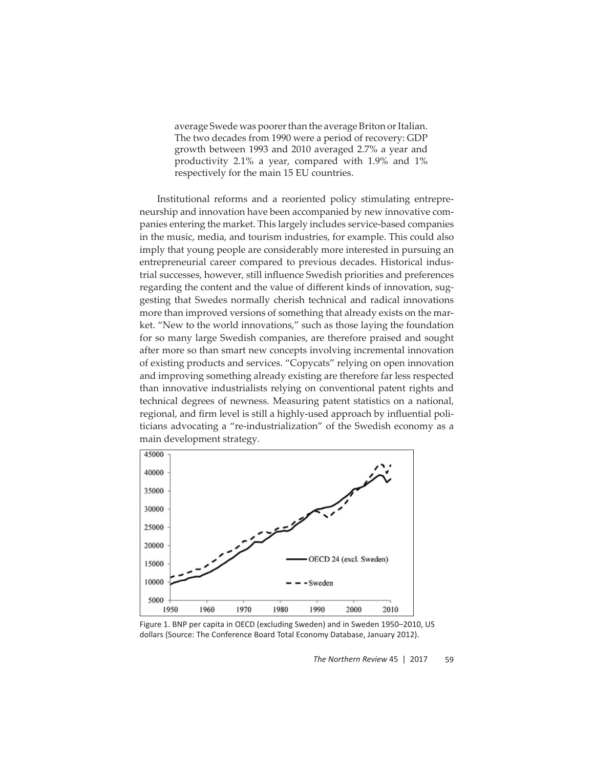> average Swede was poorer than the average Briton or Italian. The two decades from 1990 were a period of recovery: GDP growth between 1993 and 2010 averaged 2.7% a year and productivity 2.1% a year, compared with 1.9% and 1% respectively for the main 15 EU countries.

Institutional reforms and a reoriented policy stimulating entrepreneurship and innovation have been accompanied by new innovative companies entering the market. This largely includes service-based companies in the music, media, and tourism industries, for example. This could also imply that young people are considerably more interested in pursuing an entrepreneurial career compared to previous decades. Historical industrial successes, however, still influence Swedish priorities and preferences regarding the content and the value of different kinds of innovation, suggesting that Swedes normally cherish technical and radical innovations more than improved versions of something that already exists on the market. "New to the world innovations," such as those laying the foundation for so many large Swedish companies, are therefore praised and sought after more so than smart new concepts involving incremental innovation of existing products and services. "Copycats" relying on open innovation and improving something already existing are therefore far less respected than innovative industrialists relying on conventional patent rights and technical degrees of newness. Measuring patent statistics on a national, regional, and firm level is still a highly-used approach by influential politicians advocating a "re-industrialization" of the Swedish economy as a main development strategy.

Figure 1. BNP per capita in OECD (excluding Sweden) and in Sweden 1950–2010, US dollars (Source: The Conference Board Total Economy Database, January 2012).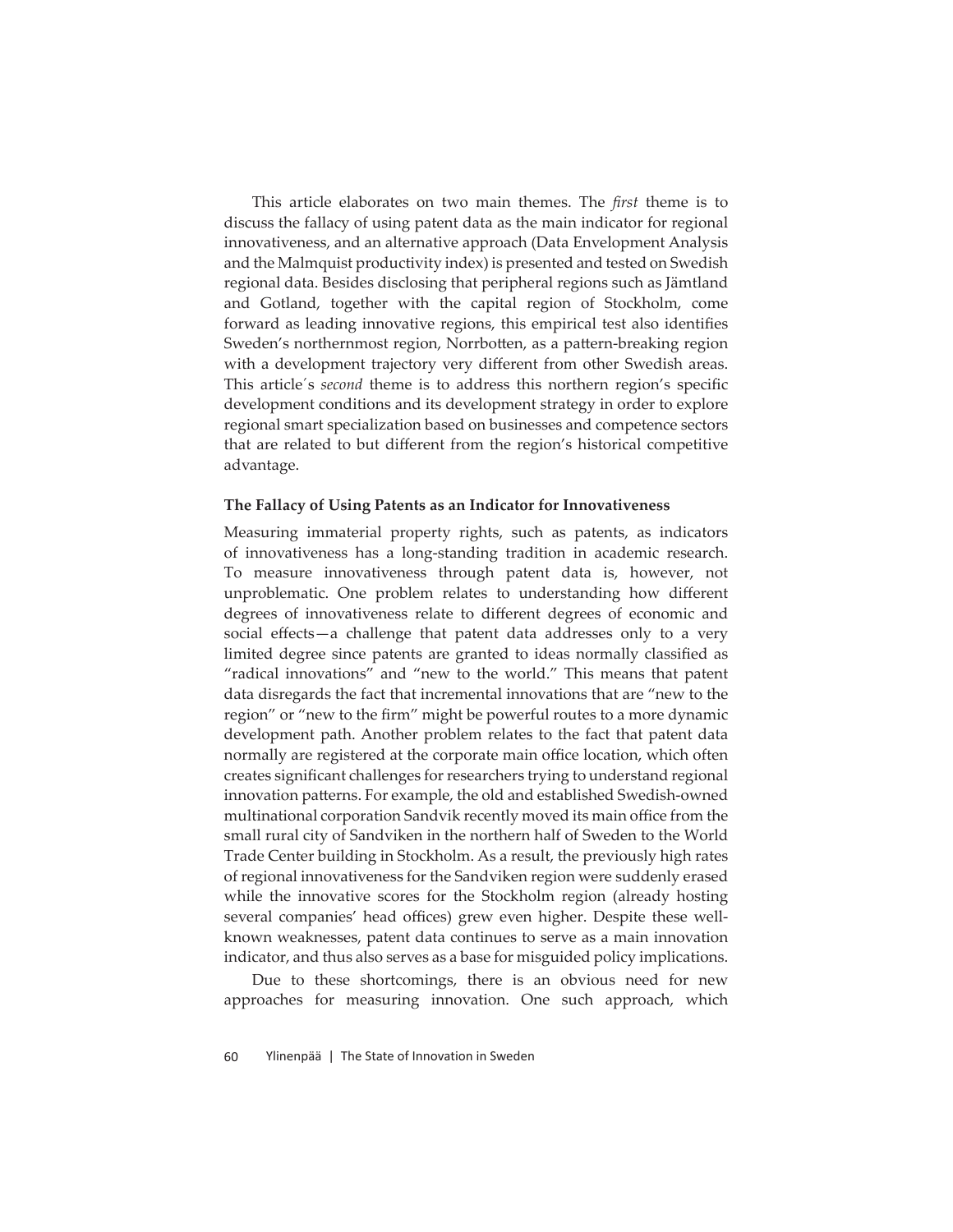This article elaborates on two main themes. The *first* theme is to discuss the fallacy of using patent data as the main indicator for regional innovativeness, and an alternative approach (Data Envelopment Analysis and the Malmquist productivity index) is presented and tested on Swedish regional data. Besides disclosing that peripheral regions such as Jämtland and Gotland, together with the capital region of Stockholm, come forward as leading innovative regions, this empirical test also identifies Sweden's northernmost region, Norrbotten, as a pattern-breaking region with a development trajectory very different from other Swedish areas. This article´s *second* theme is to address this northern region's specific development conditions and its development strategy in order to explore regional smart specialization based on businesses and competence sectors that are related to but different from the region's historical competitive advantage.

**The Fallacy of Using Patents as an Indicator for Innovativeness**

Measuring immaterial property rights, such as patents, as indicators of innovativeness has a long-standing tradition in academic research. To measure innovativeness through patent data is, however, not unproblematic. One problem relates to understanding how different degrees of innovativeness relate to different degrees of economic and social effects—a challenge that patent data addresses only to a very limited degree since patents are granted to ideas normally classified as "radical innovations" and "new to the world." This means that patent data disregards the fact that incremental innovations that are "new to the region" or "new to the firm" might be powerful routes to a more dynamic development path. Another problem relates to the fact that patent data normally are registered at the corporate main office location, which often creates significant challenges for researchers trying to understand regional innovation patterns. For example, the old and established Swedish-owned multinational corporation Sandvik recently moved its main office from the small rural city of Sandviken in the northern half of Sweden to the World Trade Center building in Stockholm. As a result, the previously high rates of regional innovativeness for the Sandviken region were suddenly erased while the innovative scores for the Stockholm region (already hosting several companies' head offices) grew even higher. Despite these well-known weaknesses, patent data continues to serve as a main innovation indicator, and thus also serves as a base for misguided policy implications.

Due to these shortcomings, there is an obvious need for new approaches for measuring innovation. One such approach, which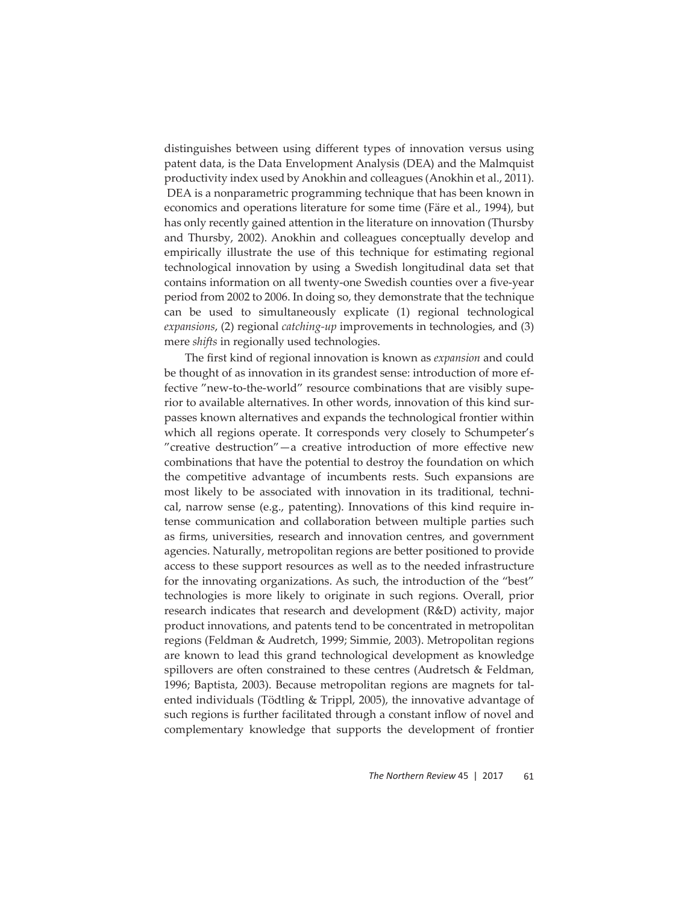distinguishes between using different types of innovation versus using patent data, is the Data Envelopment Analysis (DEA) and the Malmquist productivity index used by Anokhin and colleagues (Anokhin et al., 2011). DEA is a nonparametric programming technique that has been known in economics and operations literature for some time (Färe et al., 1994), but has only recently gained attention in the literature on innovation (Thursby and Thursby, 2002). Anokhin and colleagues conceptually develop and empirically illustrate the use of this technique for estimating regional technological innovation by using a Swedish longitudinal data set that contains information on all twenty-one Swedish counties over a five-year period from 2002 to 2006. In doing so, they demonstrate that the technique can be used to simultaneously explicate (1) regional technological *expansions*, (2) regional *catching-up* improvements in technologies, and (3) mere *shifts* in regionally used technologies.

The first kind of regional innovation is known as *expansion* and could be thought of as innovation in its grandest sense: introduction of more effective ″new-to-the-world″ resource combinations that are visibly superior to available alternatives. In other words, innovation of this kind surpasses known alternatives and expands the technological frontier within which all regions operate. It corresponds very closely to Schumpeter's ″creative destruction″—a creative introduction of more effective new combinations that have the potential to destroy the foundation on which the competitive advantage of incumbents rests. Such expansions are most likely to be associated with innovation in its traditional, technical, narrow sense (e.g., patenting). Innovations of this kind require intense communication and collaboration between multiple parties such as firms, universities, research and innovation centres, and government agencies. Naturally, metropolitan regions are better positioned to provide access to these support resources as well as to the needed infrastructure for the innovating organizations. As such, the introduction of the "best" technologies is more likely to originate in such regions. Overall, prior research indicates that research and development (R&D) activity, major product innovations, and patents tend to be concentrated in metropolitan regions (Feldman & Audretch, 1999; Simmie, 2003). Metropolitan regions are known to lead this grand technological development as knowledge spillovers are often constrained to these centres (Audretsch & Feldman, 1996; Baptista, 2003). Because metropolitan regions are magnets for talented individuals (Tödtling & Trippl, 2005), the innovative advantage of such regions is further facilitated through a constant inflow of novel and complementary knowledge that supports the development of frontier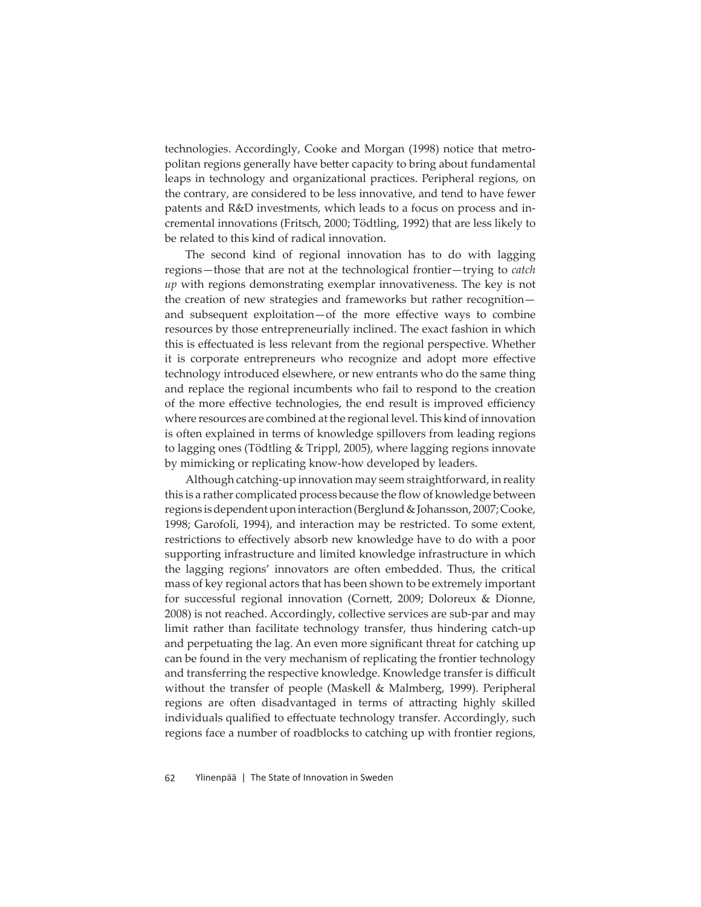technologies. Accordingly, Cooke and Morgan (1998) notice that metropolitan regions generally have better capacity to bring about fundamental leaps in technology and organizational practices. Peripheral regions, on the contrary, are considered to be less innovative, and tend to have fewer patents and R&D investments, which leads to a focus on process and incremental innovations (Fritsch, 2000; Tödtling, 1992) that are less likely to be related to this kind of radical innovation.

The second kind of regional innovation has to do with lagging regions—those that are not at the technological frontier—trying to *catch up* with regions demonstrating exemplar innovativeness. The key is not the creation of new strategies and frameworks but rather recognition—and subsequent exploitation—of the more effective ways to combine resources by those entrepreneurially inclined. The exact fashion in which this is effectuated is less relevant from the regional perspective. Whether it is corporate entrepreneurs who recognize and adopt more effective technology introduced elsewhere, or new entrants who do the same thing and replace the regional incumbents who fail to respond to the creation of the more effective technologies, the end result is improved efficiency where resources are combined at the regional level. This kind of innovation is often explained in terms of knowledge spillovers from leading regions to lagging ones (Tödtling & Trippl, 2005), where lagging regions innovate by mimicking or replicating know-how developed by leaders.

Although catching-up innovation may seem straightforward, in reality this is a rather complicated process because the flow of knowledge between regions is dependent upon interaction (Berglund & Johansson, 2007; Cooke, 1998; Garofoli, 1994), and interaction may be restricted. To some extent, restrictions to effectively absorb new knowledge have to do with a poor supporting infrastructure and limited knowledge infrastructure in which the lagging regions' innovators are often embedded. Thus, the critical mass of key regional actors that has been shown to be extremely important for successful regional innovation (Cornett, 2009; Doloreux & Dionne, 2008) is not reached. Accordingly, collective services are sub-par and may limit rather than facilitate technology transfer, thus hindering catch-up and perpetuating the lag. An even more significant threat for catching up can be found in the very mechanism of replicating the frontier technology and transferring the respective knowledge. Knowledge transfer is difficult without the transfer of people (Maskell & Malmberg, 1999). Peripheral regions are often disadvantaged in terms of attracting highly skilled individuals qualified to effectuate technology transfer. Accordingly, such regions face a number of roadblocks to catching up with frontier regions,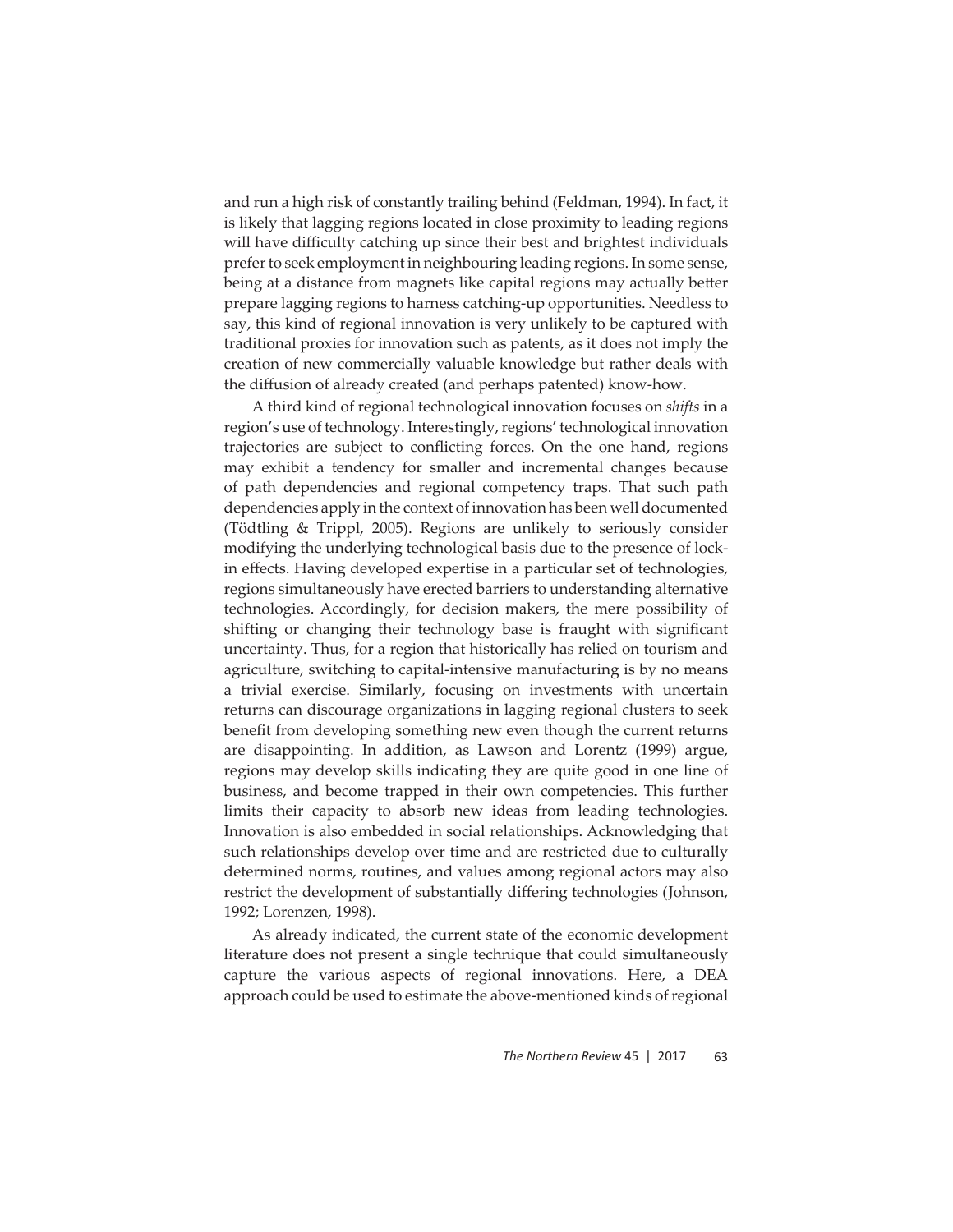and run a high risk of constantly trailing behind (Feldman, 1994). In fact, it is likely that lagging regions located in close proximity to leading regions will have difficulty catching up since their best and brightest individuals prefer to seek employment in neighbouring leading regions. In some sense, being at a distance from magnets like capital regions may actually better prepare lagging regions to harness catching-up opportunities. Needless to say, this kind of regional innovation is very unlikely to be captured with traditional proxies for innovation such as patents, as it does not imply the creation of new commercially valuable knowledge but rather deals with the diffusion of already created (and perhaps patented) know-how.

A third kind of regional technological innovation focuses on *shifts* in a region's use of technology. Interestingly, regions' technological innovation trajectories are subject to conflicting forces. On the one hand, regions may exhibit a tendency for smaller and incremental changes because of path dependencies and regional competency traps. That such path dependencies apply in the context of innovation has been well documented (Tödtling & Trippl, 2005). Regions are unlikely to seriously consider modifying the underlying technological basis due to the presence of lock-in effects. Having developed expertise in a particular set of technologies, regions simultaneously have erected barriers to understanding alternative technologies. Accordingly, for decision makers, the mere possibility of shifting or changing their technology base is fraught with significant uncertainty. Thus, for a region that historically has relied on tourism and agriculture, switching to capital-intensive manufacturing is by no means a trivial exercise. Similarly, focusing on investments with uncertain returns can discourage organizations in lagging regional clusters to seek benefit from developing something new even though the current returns are disappointing. In addition, as Lawson and Lorentz (1999) argue, regions may develop skills indicating they are quite good in one line of business, and become trapped in their own competencies. This further limits their capacity to absorb new ideas from leading technologies. Innovation is also embedded in social relationships. Acknowledging that such relationships develop over time and are restricted due to culturally determined norms, routines, and values among regional actors may also restrict the development of substantially differing technologies (Johnson, 1992; Lorenzen, 1998).

As already indicated, the current state of the economic development literature does not present a single technique that could simultaneously capture the various aspects of regional innovations. Here, a DEA approach could be used to estimate the above-mentioned kinds of regional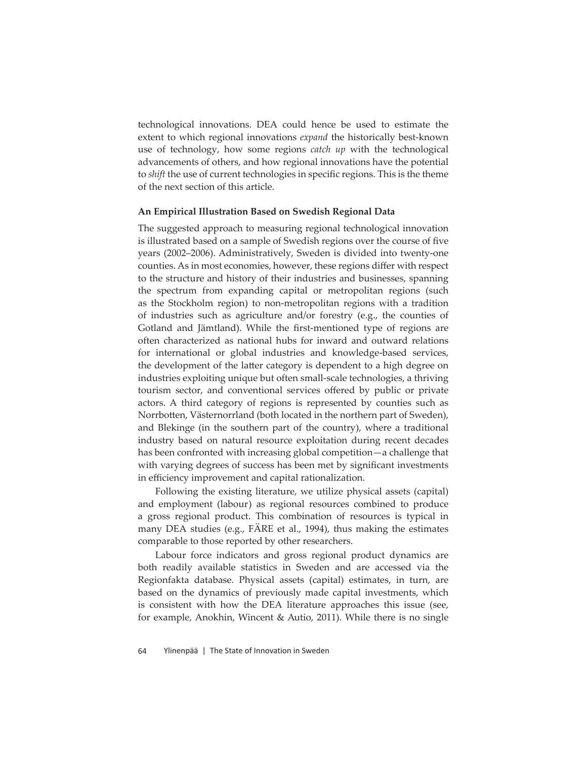technological innovations. DEA could hence be used to estimate the extent to which regional innovations *expand* the historically best-known use of technology, how some regions *catch up* with the technological advancements of others, and how regional innovations have the potential to *shift* the use of current technologies in specific regions. This is the theme of the next section of this article.

### An Empirical Illustration Based on Swedish Regional Data

The suggested approach to measuring regional technological innovation is illustrated based on a sample of Swedish regions over the course of five years (2002–2006). Administratively, Sweden is divided into twenty-one counties. As in most economies, however, these regions differ with respect to the structure and history of their industries and businesses, spanning the spectrum from expanding capital or metropolitan regions (such as the Stockholm region) to non-metropolitan regions with a tradition of industries such as agriculture and/or forestry (e.g., the counties of Gotland and Jämtland). While the first-mentioned type of regions are often characterized as national hubs for inward and outward relations for international or global industries and knowledge-based services, the development of the latter category is dependent to a high degree on industries exploiting unique but often small-scale technologies, a thriving tourism sector, and conventional services offered by public or private actors. A third category of regions is represented by counties such as Norrbotten, Västernorrland (both located in the northern part of Sweden), and Blekinge (in the southern part of the country), where a traditional industry based on natural resource exploitation during recent decades has been confronted with increasing global competition—a challenge that with varying degrees of success has been met by significant investments in efficiency improvement and capital rationalization.

Following the existing literature, we utilize physical assets (capital) and employment (labour) as regional resources combined to produce a gross regional product. This combination of resources is typical in many DEA studies (e.g., FÄRE et al., 1994), thus making the estimates comparable to those reported by other researchers.

Labour force indicators and gross regional product dynamics are both readily available statistics in Sweden and are accessed via the Regionfakta database. Physical assets (capital) estimates, in turn, are based on the dynamics of previously made capital investments, which is consistent with how the DEA literature approaches this issue (see, for example, Anokhin, Wincent & Autio, 2011). While there is no single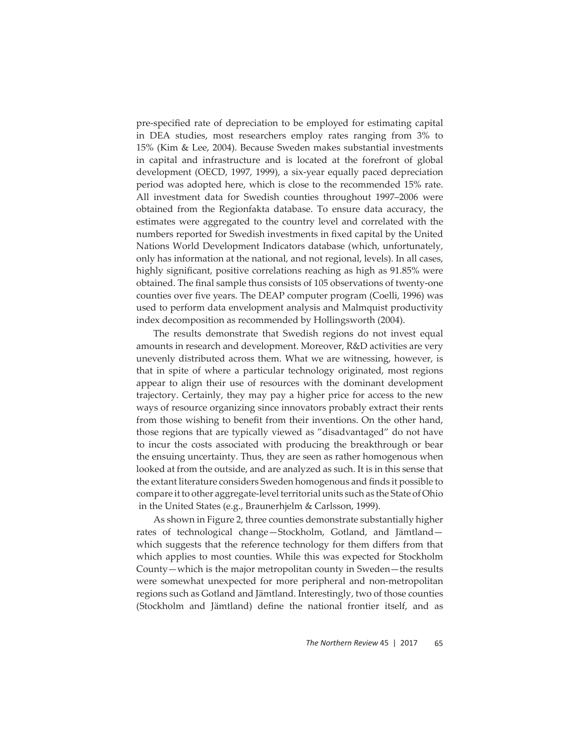pre-specified rate of depreciation to be employed for estimating capital in DEA studies, most researchers employ rates ranging from 3% to 15% (Kim & Lee, 2004). Because Sweden makes substantial investments in capital and infrastructure and is located at the forefront of global development (OECD, 1997, 1999), a six-year equally paced depreciation period was adopted here, which is close to the recommended 15% rate. All investment data for Swedish counties throughout 1997–2006 were obtained from the Regionfakta database. To ensure data accuracy, the estimates were aggregated to the country level and correlated with the numbers reported for Swedish investments in fixed capital by the United Nations World Development Indicators database (which, unfortunately, only has information at the national, and not regional, levels). In all cases, highly significant, positive correlations reaching as high as 91.85% were obtained. The final sample thus consists of 105 observations of twenty-one counties over five years. The DEAP computer program (Coelli, 1996) was used to perform data envelopment analysis and Malmquist productivity index decomposition as recommended by Hollingsworth (2004).

The results demonstrate that Swedish regions do not invest equal amounts in research and development. Moreover, R&D activities are very unevenly distributed across them. What we are witnessing, however, is that in spite of where a particular technology originated, most regions appear to align their use of resources with the dominant development trajectory. Certainly, they may pay a higher price for access to the new ways of resource organizing since innovators probably extract their rents from those wishing to benefit from their inventions. On the other hand, those regions that are typically viewed as "disadvantaged" do not have to incur the costs associated with producing the breakthrough or bear the ensuing uncertainty. Thus, they are seen as rather homogenous when looked at from the outside, and are analyzed as such. It is in this sense that the extant literature considers Sweden homogenous and finds it possible to compare it to other aggregate-level territorial units such as the State of Ohio in the United States (e.g., Braunerhjelm & Carlsson, 1999).

As shown in Figure 2, three counties demonstrate substantially higher rates of technological change—Stockholm, Gotland, and Jämtland—which suggests that the reference technology for them differs from that which applies to most counties. While this was expected for Stockholm County—which is the major metropolitan county in Sweden—the results were somewhat unexpected for more peripheral and non-metropolitan regions such as Gotland and Jämtland. Interestingly, two of those counties (Stockholm and Jämtland) define the national frontier itself, and as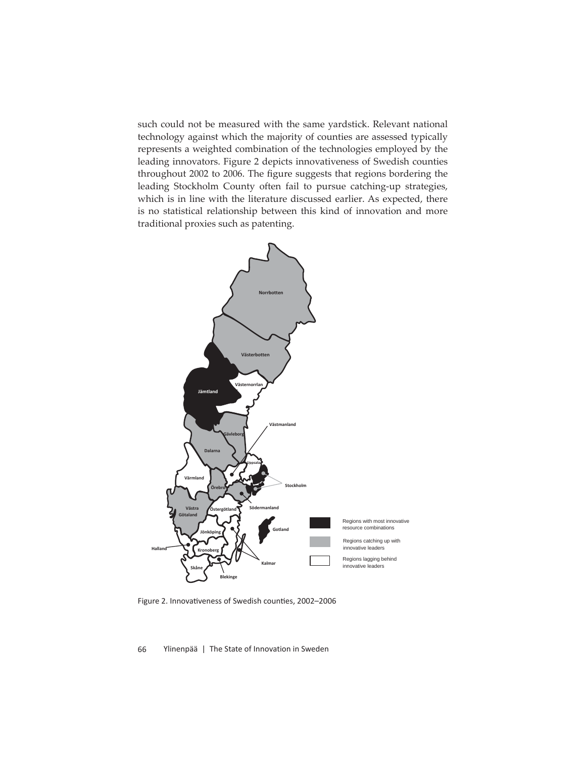such could not be measured with the same yardstick. Relevant national technology against which the majority of counties are assessed typically represents a weighted combination of the technologies employed by the leading innovators. Figure 2 depicts innovativeness of Swedish counties throughout 2002 to 2006. The figure suggests that regions bordering the leading Stockholm County often fail to pursue catching-up strategies, which is in line with the literature discussed earlier. As expected, there is no statistical relationship between this kind of innovation and more traditional proxies such as patenting.

Figure 2. Innovativeness of Swedish counties, 2002–2006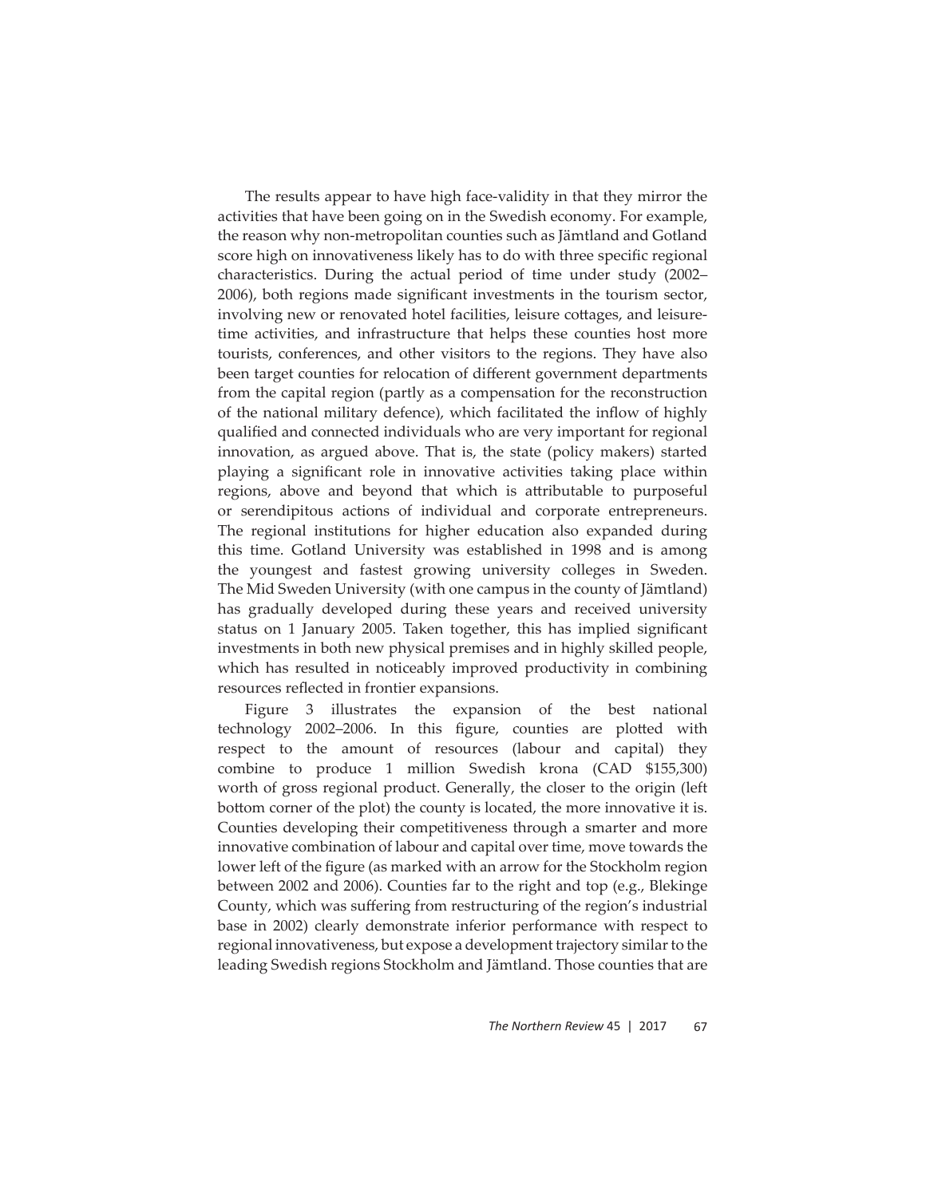The results appear to have high face-validity in that they mirror the activities that have been going on in the Swedish economy. For example, the reason why non-metropolitan counties such as Jämtland and Gotland score high on innovativeness likely has to do with three specific regional characteristics. During the actual period of time under study (2002–2006), both regions made significant investments in the tourism sector, involving new or renovated hotel facilities, leisure cottages, and leisure-time activities, and infrastructure that helps these counties host more tourists, conferences, and other visitors to the regions. They have also been target counties for relocation of different government departments from the capital region (partly as a compensation for the reconstruction of the national military defence), which facilitated the inflow of highly qualified and connected individuals who are very important for regional innovation, as argued above. That is, the state (policy makers) started playing a significant role in innovative activities taking place within regions, above and beyond that which is attributable to purposeful or serendipitous actions of individual and corporate entrepreneurs. The regional institutions for higher education also expanded during this time. Gotland University was established in 1998 and is among the youngest and fastest growing university colleges in Sweden. The Mid Sweden University (with one campus in the county of Jämtland) has gradually developed during these years and received university status on 1 January 2005. Taken together, this has implied significant investments in both new physical premises and in highly skilled people, which has resulted in noticeably improved productivity in combining resources reflected in frontier expansions.

Figure 3 illustrates the expansion of the best national technology 2002–2006. In this figure, counties are plotted with respect to the amount of resources (labour and capital) they combine to produce 1 million Swedish krona (CAD $155,300) worth of gross regional product. Generally, the closer to the origin (left bottom corner of the plot) the county is located, the more innovative it is. Counties developing their competitiveness through a smarter and more innovative combination of labour and capital over time, move towards the lower left of the figure (as marked with an arrow for the Stockholm region between 2002 and 2006). Counties far to the right and top (e.g., Blekinge County, which was suffering from restructuring of the region's industrial base in 2002) clearly demonstrate inferior performance with respect to regional innovativeness, but expose a development trajectory similar to the leading Swedish regions Stockholm and Jämtland. Those counties that are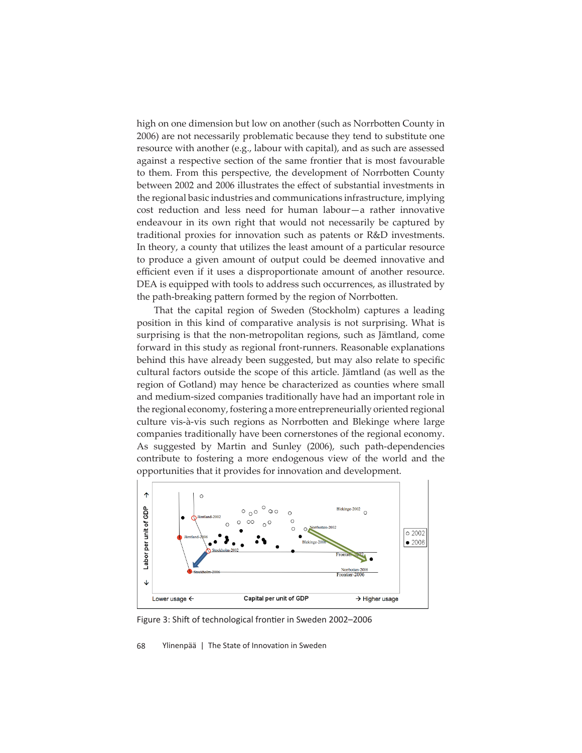high on one dimension but low on another (such as Norrbotten County in 2006) are not necessarily problematic because they tend to substitute one resource with another (e.g., labour with capital), and as such are assessed against a respective section of the same frontier that is most favourable to them. From this perspective, the development of Norrbotten County between 2002 and 2006 illustrates the effect of substantial investments in the regional basic industries and communications infrastructure, implying cost reduction and less need for human labour—a rather innovative endeavour in its own right that would not necessarily be captured by traditional proxies for innovation such as patents or R&D investments. In theory, a county that utilizes the least amount of a particular resource to produce a given amount of output could be deemed innovative and efficient even if it uses a disproportionate amount of another resource. DEA is equipped with tools to address such occurrences, as illustrated by the path-breaking pattern formed by the region of Norrbotten.

That the capital region of Sweden (Stockholm) captures a leading position in this kind of comparative analysis is not surprising. What is surprising is that the non-metropolitan regions, such as Jämtland, come forward in this study as regional front-runners. Reasonable explanations behind this have already been suggested, but may also relate to specific cultural factors outside the scope of this article. Jämtland (as well as the region of Gotland) may hence be characterized as counties where small and medium-sized companies traditionally have had an important role in the regional economy, fostering a more entrepreneurially oriented regional culture vis-à-vis such regions as Norrbotten and Blekinge where large companies traditionally have been cornerstones of the regional economy. As suggested by Martin and Sunley (2006), such path-dependencies contribute to fostering a more endogenous view of the world and the opportunities that it provides for innovation and development.

Figure 3: Shift of technological frontier in Sweden 2002–2006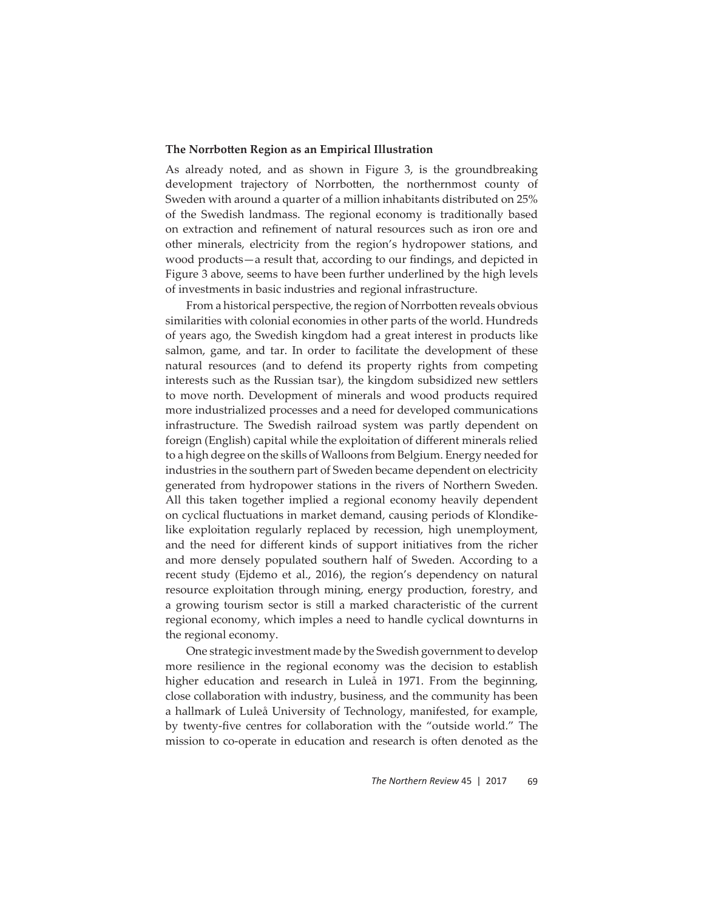### The Norrbotten Region as an Empirical Illustration

As already noted, and as shown in Figure 3, is the groundbreaking development trajectory of Norrbotten, the northernmost county of Sweden with around a quarter of a million inhabitants distributed on 25% of the Swedish landmass. The regional economy is traditionally based on extraction and refinement of natural resources such as iron ore and other minerals, electricity from the region's hydropower stations, and wood products—a result that, according to our findings, and depicted in Figure 3 above, seems to have been further underlined by the high levels of investments in basic industries and regional infrastructure.

From a historical perspective, the region of Norrbotten reveals obvious similarities with colonial economies in other parts of the world. Hundreds of years ago, the Swedish kingdom had a great interest in products like salmon, game, and tar. In order to facilitate the development of these natural resources (and to defend its property rights from competing interests such as the Russian tsar), the kingdom subsidized new settlers to move north. Development of minerals and wood products required more industrialized processes and a need for developed communications infrastructure. The Swedish railroad system was partly dependent on foreign (English) capital while the exploitation of different minerals relied to a high degree on the skills of Walloons from Belgium. Energy needed for industries in the southern part of Sweden became dependent on electricity generated from hydropower stations in the rivers of Northern Sweden. All this taken together implied a regional economy heavily dependent on cyclical fluctuations in market demand, causing periods of Klondike-like exploitation regularly replaced by recession, high unemployment, and the need for different kinds of support initiatives from the richer and more densely populated southern half of Sweden. According to a recent study (Ejdemo et al., 2016), the region's dependency on natural resource exploitation through mining, energy production, forestry, and a growing tourism sector is still a marked characteristic of the current regional economy, which imples a need to handle cyclical downturns in the regional economy.

One strategic investment made by the Swedish government to develop more resilience in the regional economy was the decision to establish higher education and research in Luleå in 1971. From the beginning, close collaboration with industry, business, and the community has been a hallmark of Luleå University of Technology, manifested, for example, by twenty-five centres for collaboration with the "outside world." The mission to co-operate in education and research is often denoted as the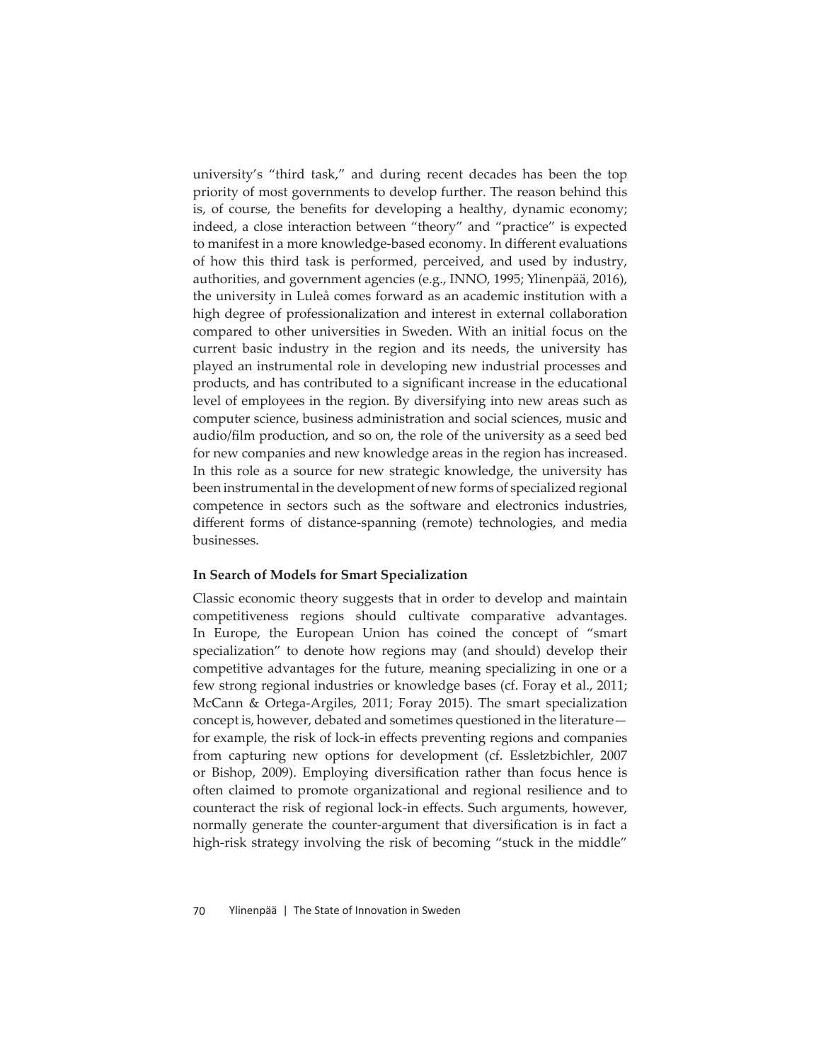university's "third task," and during recent decades has been the top priority of most governments to develop further. The reason behind this is, of course, the benefits for developing a healthy, dynamic economy; indeed, a close interaction between "theory" and "practice" is expected to manifest in a more knowledge-based economy. In different evaluations of how this third task is performed, perceived, and used by industry, authorities, and government agencies (e.g., INNO, 1995; Ylinenpää, 2016), the university in Luleå comes forward as an academic institution with a high degree of professionalization and interest in external collaboration compared to other universities in Sweden. With an initial focus on the current basic industry in the region and its needs, the university has played an instrumental role in developing new industrial processes and products, and has contributed to a significant increase in the educational level of employees in the region. By diversifying into new areas such as computer science, business administration and social sciences, music and audio/film production, and so on, the role of the university as a seed bed for new companies and new knowledge areas in the region has increased. In this role as a source for new strategic knowledge, the university has been instrumental in the development of new forms of specialized regional competence in sectors such as the software and electronics industries, different forms of distance-spanning (remote) technologies, and media businesses.

**In Search of Models for Smart Specialization**

Classic economic theory suggests that in order to develop and maintain competitiveness regions should cultivate comparative advantages. In Europe, the European Union has coined the concept of "smart specialization" to denote how regions may (and should) develop their competitive advantages for the future, meaning specializing in one or a few strong regional industries or knowledge bases (cf. Foray et al., 2011; McCann & Ortega-Argiles, 2011; Foray 2015). The smart specialization concept is, however, debated and sometimes questioned in the literature—for example, the risk of lock-in effects preventing regions and companies from capturing new options for development (cf. Essletzbichler, 2007 or Bishop, 2009). Employing diversification rather than focus hence is often claimed to promote organizational and regional resilience and to counteract the risk of regional lock-in effects. Such arguments, however, normally generate the counter-argument that diversification is in fact a high-risk strategy involving the risk of becoming "stuck in the middle"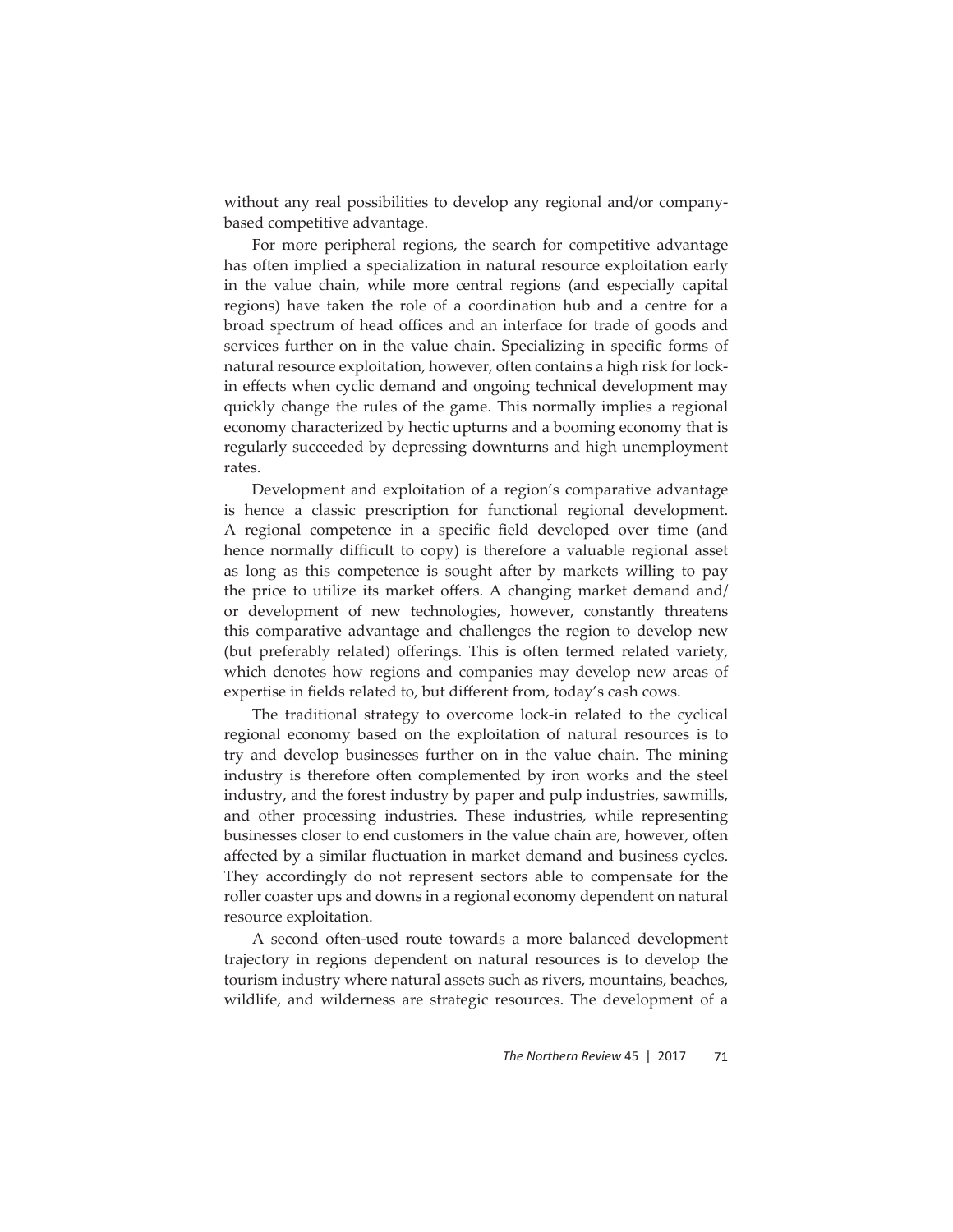without any real possibilities to develop any regional and/or company-based competitive advantage.

For more peripheral regions, the search for competitive advantage has often implied a specialization in natural resource exploitation early in the value chain, while more central regions (and especially capital regions) have taken the role of a coordination hub and a centre for a broad spectrum of head offices and an interface for trade of goods and services further on in the value chain. Specializing in specific forms of natural resource exploitation, however, often contains a high risk for lock-in effects when cyclic demand and ongoing technical development may quickly change the rules of the game. This normally implies a regional economy characterized by hectic upturns and a booming economy that is regularly succeeded by depressing downturns and high unemployment rates.

Development and exploitation of a region's comparative advantage is hence a classic prescription for functional regional development. A regional competence in a specific field developed over time (and hence normally difficult to copy) is therefore a valuable regional asset as long as this competence is sought after by markets willing to pay the price to utilize its market offers. A changing market demand and/or development of new technologies, however, constantly threatens this comparative advantage and challenges the region to develop new (but preferably related) offerings. This is often termed related variety, which denotes how regions and companies may develop new areas of expertise in fields related to, but different from, today's cash cows.

The traditional strategy to overcome lock-in related to the cyclical regional economy based on the exploitation of natural resources is to try and develop businesses further on in the value chain. The mining industry is therefore often complemented by iron works and the steel industry, and the forest industry by paper and pulp industries, sawmills, and other processing industries. These industries, while representing businesses closer to end customers in the value chain are, however, often affected by a similar fluctuation in market demand and business cycles. They accordingly do not represent sectors able to compensate for the roller coaster ups and downs in a regional economy dependent on natural resource exploitation.

A second often-used route towards a more balanced development trajectory in regions dependent on natural resources is to develop the tourism industry where natural assets such as rivers, mountains, beaches, wildlife, and wilderness are strategic resources. The development of a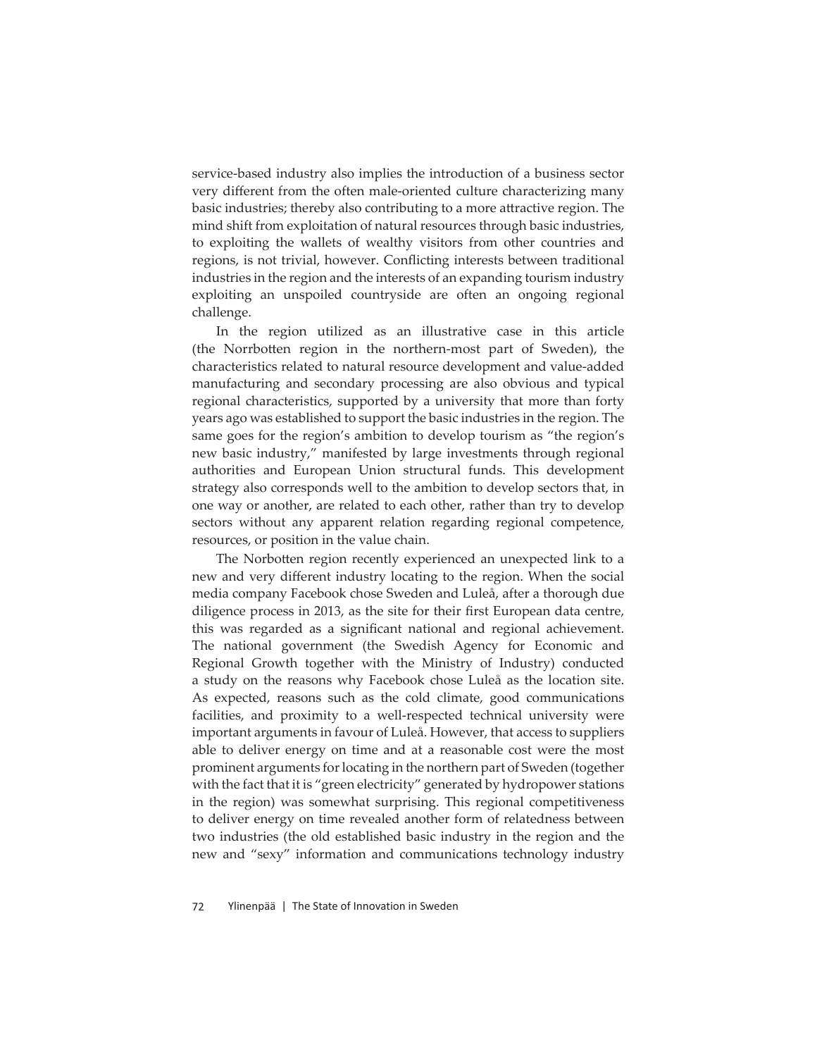service-based industry also implies the introduction of a business sector very different from the often male-oriented culture characterizing many basic industries; thereby also contributing to a more attractive region. The mind shift from exploitation of natural resources through basic industries, to exploiting the wallets of wealthy visitors from other countries and regions, is not trivial, however. Conflicting interests between traditional industries in the region and the interests of an expanding tourism industry exploiting an unspoiled countryside are often an ongoing regional challenge.

In the region utilized as an illustrative case in this article (the Norrbotten region in the northern-most part of Sweden), the characteristics related to natural resource development and value-added manufacturing and secondary processing are also obvious and typical regional characteristics, supported by a university that more than forty years ago was established to support the basic industries in the region. The same goes for the region's ambition to develop tourism as "the region's new basic industry," manifested by large investments through regional authorities and European Union structural funds. This development strategy also corresponds well to the ambition to develop sectors that, in one way or another, are related to each other, rather than try to develop sectors without any apparent relation regarding regional competence, resources, or position in the value chain.

The Norbotten region recently experienced an unexpected link to a new and very different industry locating to the region. When the social media company Facebook chose Sweden and Luleå, after a thorough due diligence process in 2013, as the site for their first European data centre, this was regarded as a significant national and regional achievement. The national government (the Swedish Agency for Economic and Regional Growth together with the Ministry of Industry) conducted a study on the reasons why Facebook chose Luleå as the location site. As expected, reasons such as the cold climate, good communications facilities, and proximity to a well-respected technical university were important arguments in favour of Luleå. However, that access to suppliers able to deliver energy on time and at a reasonable cost were the most prominent arguments for locating in the northern part of Sweden (together with the fact that it is "green electricity" generated by hydropower stations in the region) was somewhat surprising. This regional competitiveness to deliver energy on time revealed another form of relatedness between two industries (the old established basic industry in the region and the new and "sexy" information and communications technology industry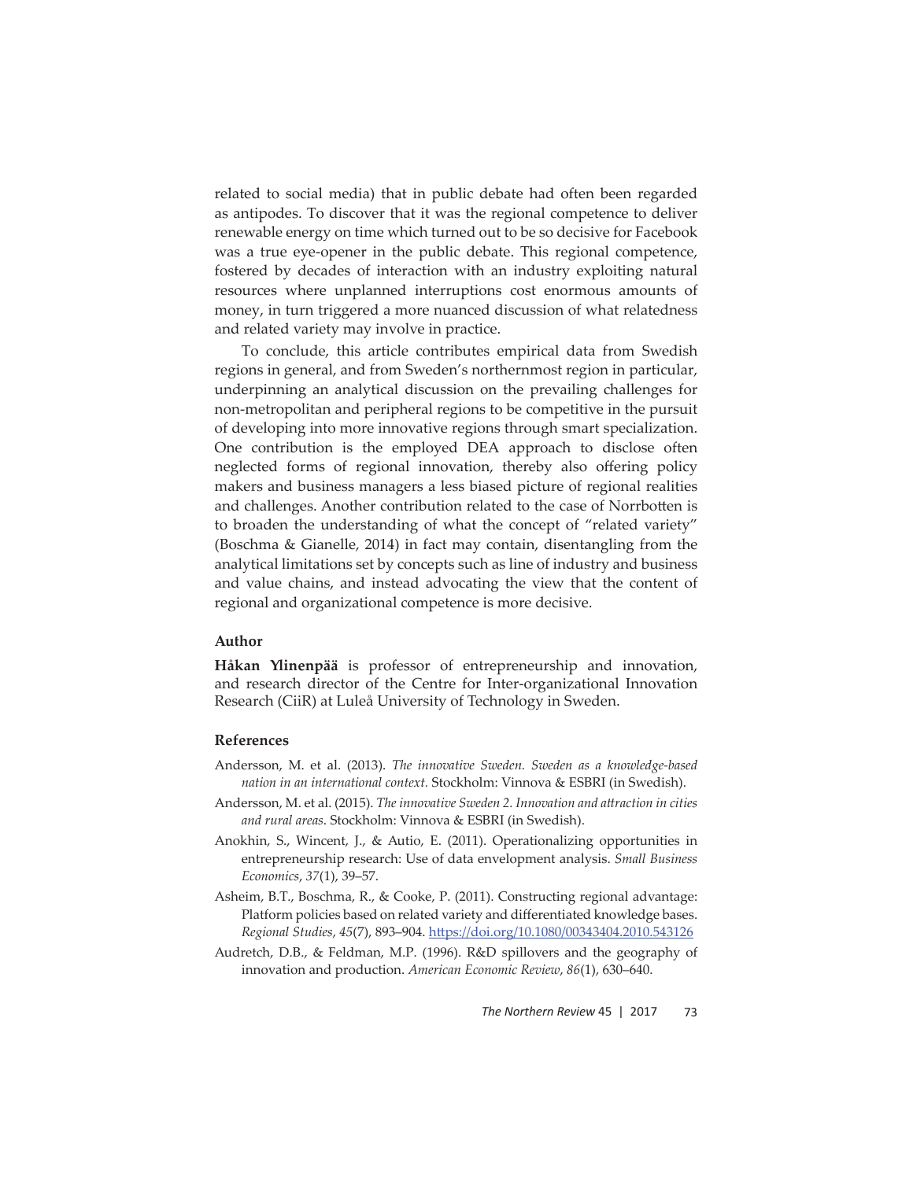related to social media) that in public debate had often been regarded as antipodes. To discover that it was the regional competence to deliver renewable energy on time which turned out to be so decisive for Facebook was a true eye-opener in the public debate. This regional competence, fostered by decades of interaction with an industry exploiting natural resources where unplanned interruptions cost enormous amounts of money, in turn triggered a more nuanced discussion of what relatedness and related variety may involve in practice.

To conclude, this article contributes empirical data from Swedish regions in general, and from Sweden's northernmost region in particular, underpinning an analytical discussion on the prevailing challenges for non-metropolitan and peripheral regions to be competitive in the pursuit of developing into more innovative regions through smart specialization. One contribution is the employed DEA approach to disclose often neglected forms of regional innovation, thereby also offering policy makers and business managers a less biased picture of regional realities and challenges. Another contribution related to the case of Norrbotten is to broaden the understanding of what the concept of "related variety" (Boschma & Gianelle, 2014) in fact may contain, disentangling from the analytical limitations set by concepts such as line of industry and business and value chains, and instead advocating the view that the content of regional and organizational competence is more decisive.

### Author

**Håkan Ylinenpää** is professor of entrepreneurship and innovation, and research director of the Centre for Inter-organizational Innovation Research (CiiR) at Luleå University of Technology in Sweden.

### References

Andersson, M. et al. (2013). *The innovative Sweden. Sweden as a knowledge-based nation in an international context.* Stockholm: Vinnova & ESBRI (in Swedish).

Andersson, M. et al. (2015). *The innovative Sweden 2. Innovation and attraction in cities and rural areas.* Stockholm: Vinnova & ESBRI (in Swedish).

Anokhin, S., Wincent, J., & Autio, E. (2011). Operationalizing opportunities in entrepreneurship research: Use of data envelopment analysis. *Small Business Economics*, *37*(1), 39–57.

Asheim, B.T., Boschma, R., & Cooke, P. (2011). Constructing regional advantage: Platform policies based on related variety and differentiated knowledge bases. *Regional Studies*, *45*(7), 893–904. https://doi.org/10.1080/00343404.2010.543126

Audretch, D.B., & Feldman, M.P. (1996). R&D spillovers and the geography of innovation and production. *American Economic Review*, *86*(1), 630–640.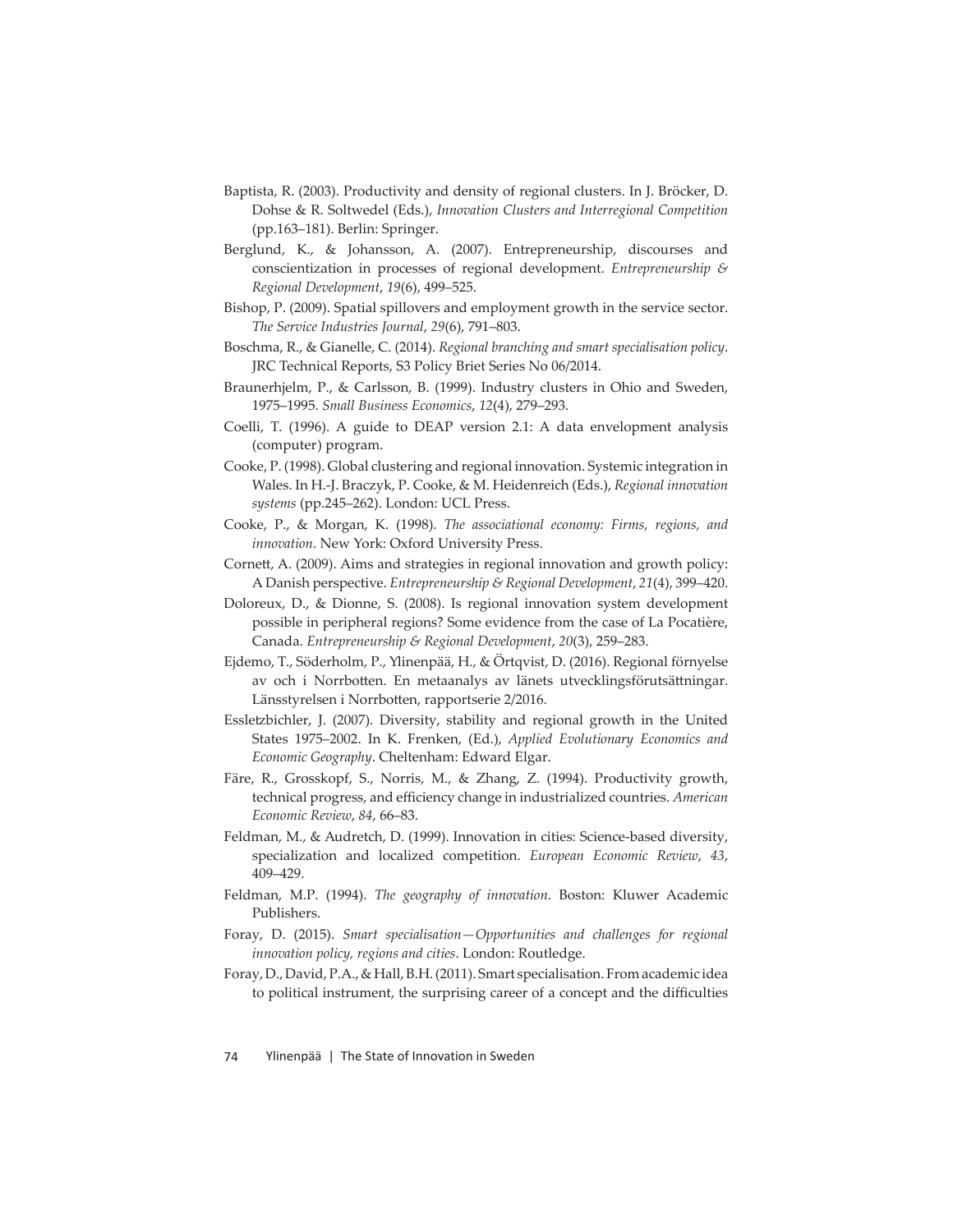Baptista, R. (2003). Productivity and density of regional clusters. In J. Bröcker, D. Dohse & R. Soltwedel (Eds.), *Innovation Clusters and Interregional Competition* (pp.163–181). Berlin: Springer.

Berglund, K., & Johansson, A. (2007). Entrepreneurship, discourses and conscientization in processes of regional development. *Entrepreneurship & Regional Development*, *19*(6), 499–525.

Bishop, P. (2009). Spatial spillovers and employment growth in the service sector. *The Service Industries Journal*, *29*(6), 791–803.

Boschma, R., & Gianelle, C. (2014). *Regional branching and smart specialisation policy*. JRC Technical Reports, S3 Policy Briet Series No 06/2014.

Braunerhjelm, P., & Carlsson, B. (1999). Industry clusters in Ohio and Sweden, 1975–1995. *Small Business Economics*, *12*(4), 279–293.

Coelli, T. (1996). A guide to DEAP version 2.1: A data envelopment analysis (computer) program.

Cooke, P. (1998). Global clustering and regional innovation. Systemic integration in Wales. In H.-J. Braczyk, P. Cooke, & M. Heidenreich (Eds.), *Regional innovation systems* (pp.245–262). London: UCL Press.

Cooke, P., & Morgan, K. (1998). *The associational economy: Firms, regions, and innovation*. New York: Oxford University Press.

Cornett, A. (2009). Aims and strategies in regional innovation and growth policy: A Danish perspective. *Entrepreneurship & Regional Development*, *21*(4), 399–420.

Doloreux, D., & Dionne, S. (2008). Is regional innovation system development possible in peripheral regions? Some evidence from the case of La Pocatière, Canada. *Entrepreneurship & Regional Development*, *20*(3), 259–283.

Ejdemo, T., Söderholm, P., Ylinenpää, H., & Örtqvist, D. (2016). Regional förnyelse av och i Norrbotten. En metaanalys av länets utvecklingsförutsättningar. Länsstyrelsen i Norrbotten, rapportserie 2/2016.

Essletzbichler, J. (2007). Diversity, stability and regional growth in the United States 1975–2002. In K. Frenken, (Ed.), *Applied Evolutionary Economics and Economic Geography*. Cheltenham: Edward Elgar.

Färe, R., Grosskopf, S., Norris, M., & Zhang, Z. (1994). Productivity growth, technical progress, and efficiency change in industrialized countries. *American Economic Review*, *84*, 66–83.

Feldman, M., & Audretch, D. (1999). Innovation in cities: Science-based diversity, specialization and localized competition. *European Economic Review*, *43*, 409–429.

Feldman, M.P. (1994). *The geography of innovation*. Boston: Kluwer Academic Publishers.

Foray, D. (2015). *Smart specialisation—Opportunities and challenges for regional innovation policy, regions and cities*. London: Routledge.

Foray, D., David, P.A., & Hall, B.H. (2011). Smart specialisation. From academic idea to political instrument, the surprising career of a concept and the difficulties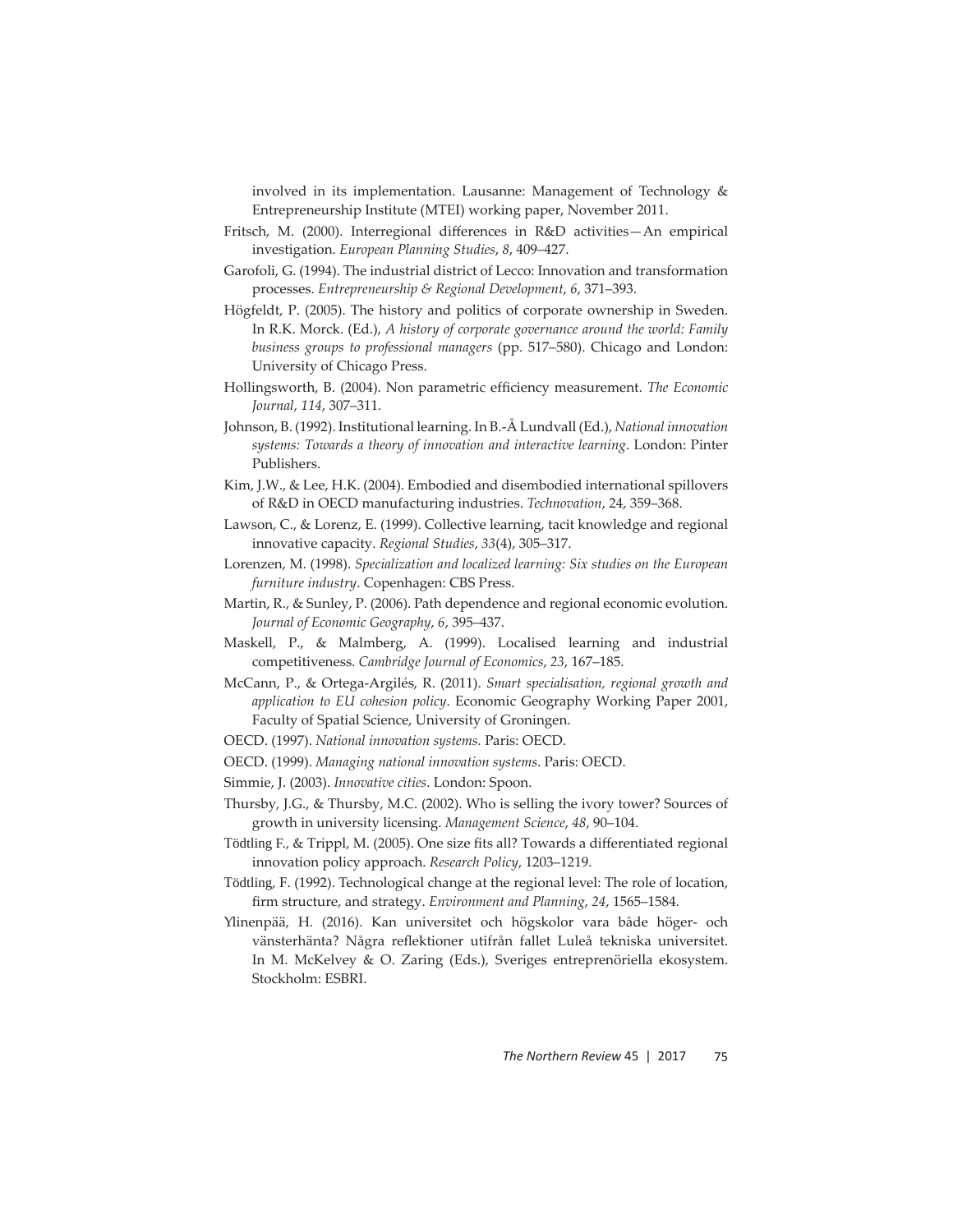involved in its implementation. Lausanne: Management of Technology & Entrepreneurship Institute (MTEI) working paper, November 2011.

Fritsch, M. (2000). Interregional differences in R&D activities—An empirical investigation. *European Planning Studies*, *8*, 409–427.

Garofoli, G. (1994). The industrial district of Lecco: Innovation and transformation processes. *Entrepreneurship & Regional Development*, *6*, 371–393.

Högfeldt, P. (2005). The history and politics of corporate ownership in Sweden. In R.K. Morck. (Ed.), *A history of corporate governance around the world: Family business groups to professional managers* (pp. 517–580). Chicago and London: University of Chicago Press.

Hollingsworth, B. (2004). Non parametric efficiency measurement. *The Economic Journal*, *114*, 307–311.

Johnson, B. (1992). Institutional learning. In B.-Å Lundvall (Ed.), *National innovation systems: Towards a theory of innovation and interactive learning*. London: Pinter Publishers.

Kim, J.W., & Lee, H.K. (2004). Embodied and disembodied international spillovers of R&D in OECD manufacturing industries. *Technovation*, 24, 359–368.

Lawson, C., & Lorenz, E. (1999). Collective learning, tacit knowledge and regional innovative capacity. *Regional Studies*, *33*(4), 305–317.

Lorenzen, M. (1998). *Specialization and localized learning: Six studies on the European furniture industry*. Copenhagen: CBS Press.

Martin, R., & Sunley, P. (2006). Path dependence and regional economic evolution. *Journal of Economic Geography*, *6*, 395–437.

Maskell, P., & Malmberg, A. (1999). Localised learning and industrial competitiveness. *Cambridge Journal of Economics*, *23*, 167–185.

McCann, P., & Ortega-Argilés, R. (2011). *Smart specialisation, regional growth and application to EU cohesion policy*. Economic Geography Working Paper 2001, Faculty of Spatial Science, University of Groningen.

OECD. (1997). *National innovation systems.* Paris: OECD.

OECD. (1999). *Managing national innovation systems*. Paris: OECD.

Simmie, J. (2003). *Innovative cities*. London: Spoon.

Thursby, J.G., & Thursby, M.C. (2002). Who is selling the ivory tower? Sources of growth in university licensing. *Management Science*, *48*, 90–104.

Tödtling F., & Trippl, M. (2005). One size fits all? Towards a differentiated regional innovation policy approach. *Research Policy*, 1203–1219.

Tödtling, F. (1992). Technological change at the regional level: The role of location, firm structure, and strategy. *Environment and Planning*, *24*, 1565–1584.

Ylinenpää, H. (2016). Kan universitet och högskolor vara både höger- och vänsterhänta? Några reflektioner utifrån fallet Luleå tekniska universitet. In M. McKelvey & O. Zaring (Eds.), Sveriges entreprenöriella ekosystem. Stockholm: ESBRI.